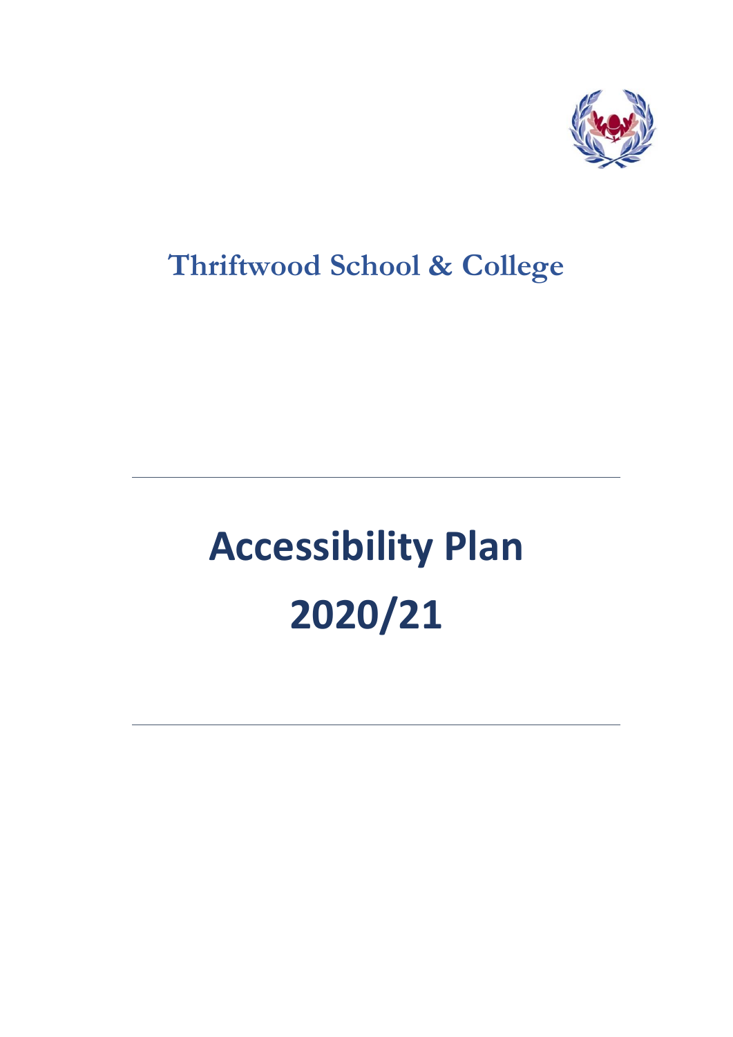# Thriftwood School & College

---

# Accessibility Plan 2020/21

---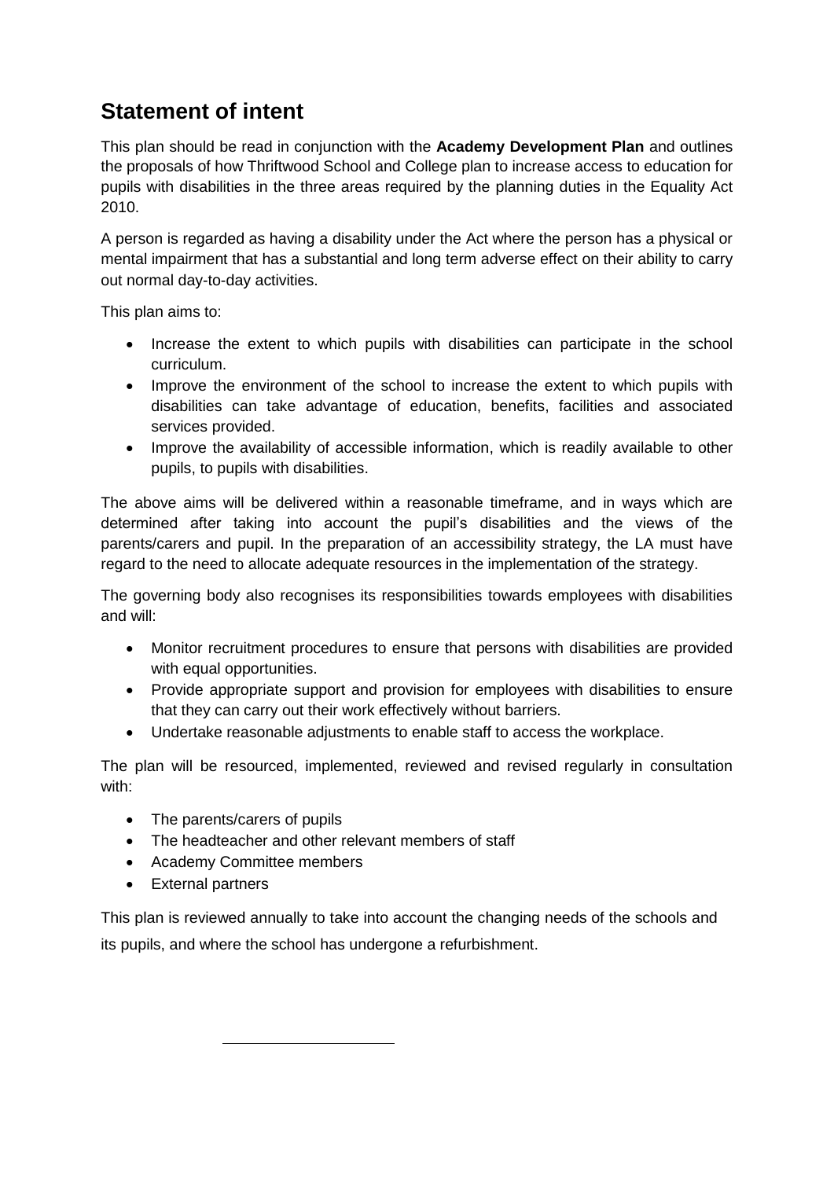## Statement of intent

This plan should be read in conjunction with the **Academy Development Plan** and outlines the proposals of how Thriftwood School and College plan to increase access to education for pupils with disabilities in the three areas required by the planning duties in the Equality Act 2010.

A person is regarded as having a disability under the Act where the person has a physical or mental impairment that has a substantial and long term adverse effect on their ability to carry out normal day-to-day activities.

This plan aims to:

- Increase the extent to which pupils with disabilities can participate in the school curriculum.
- Improve the environment of the school to increase the extent to which pupils with disabilities can take advantage of education, benefits, facilities and associated services provided.
- Improve the availability of accessible information, which is readily available to other pupils, to pupils with disabilities.

The above aims will be delivered within a reasonable timeframe, and in ways which are determined after taking into account the pupil's disabilities and the views of the parents/carers and pupil. In the preparation of an accessibility strategy, the LA must have regard to the need to allocate adequate resources in the implementation of the strategy.

The governing body also recognises its responsibilities towards employees with disabilities and will:

- Monitor recruitment procedures to ensure that persons with disabilities are provided with equal opportunities.
- Provide appropriate support and provision for employees with disabilities to ensure that they can carry out their work effectively without barriers.
- Undertake reasonable adjustments to enable staff to access the workplace.

The plan will be resourced, implemented, reviewed and revised regularly in consultation with:

- The parents/carers of pupils
- The headteacher and other relevant members of staff
- Academy Committee members
- External partners

This plan is reviewed annually to take into account the changing needs of the schools and its pupils, and where the school has undergone a refurbishment.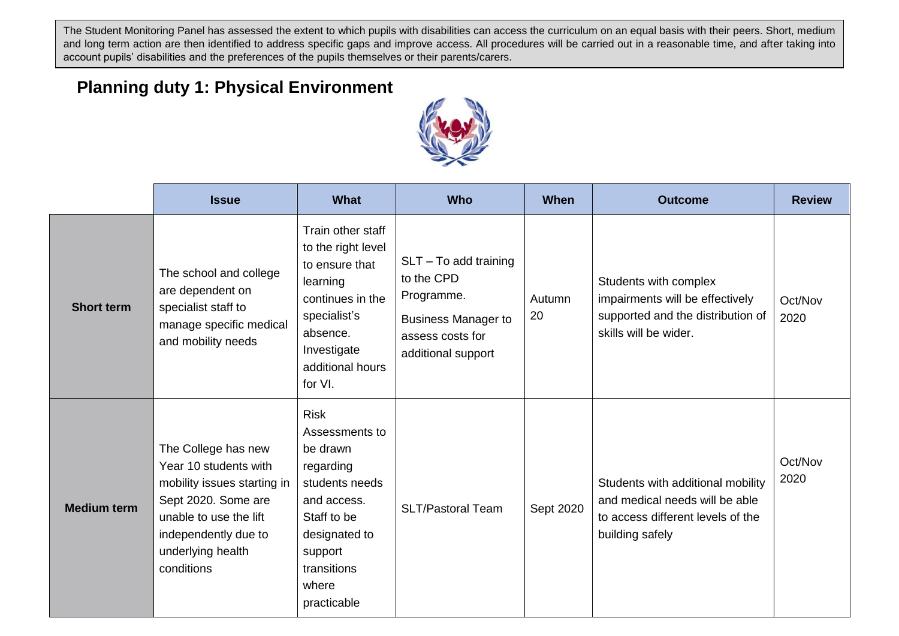The Student Monitoring Panel has assessed the extent to which pupils with disabilities can access the curriculum on an equal basis with their peers. Short, medium and long term action are then identified to address specific gaps and improve access. All procedures will be carried out in a reasonable time, and after taking into account pupils' disabilities and the preferences of the pupils themselves or their parents/carers.

## Planning duty 1: Physical Environment

| | Issue | What | Who | When | Outcome | Review |
|---|---|---|---|---|---|---|
| **Short term** | The school and college are dependent on specialist staff to manage specific medical and mobility needs | Train other staff to the right level to ensure that learning continues in the specialist's absence. Investigate additional hours for VI. | SLT – To add training to the CPD Programme. Business Manager to assess costs for additional support | Autumn 20 | Students with complex impairments will be effectively supported and the distribution of skills will be wider. | Oct/Nov 2020 |
| **Medium term** | The College has new Year 10 students with mobility issues starting in Sept 2020. Some are unable to use the lift independently due to underlying health conditions | Risk Assessments to be drawn regarding students needs and access. Staff to be designated to support transitions where practicable | SLT/Pastoral Team | Sept 2020 | Students with additional mobility and medical needs will be able to access different levels of the building safely | Oct/Nov 2020 |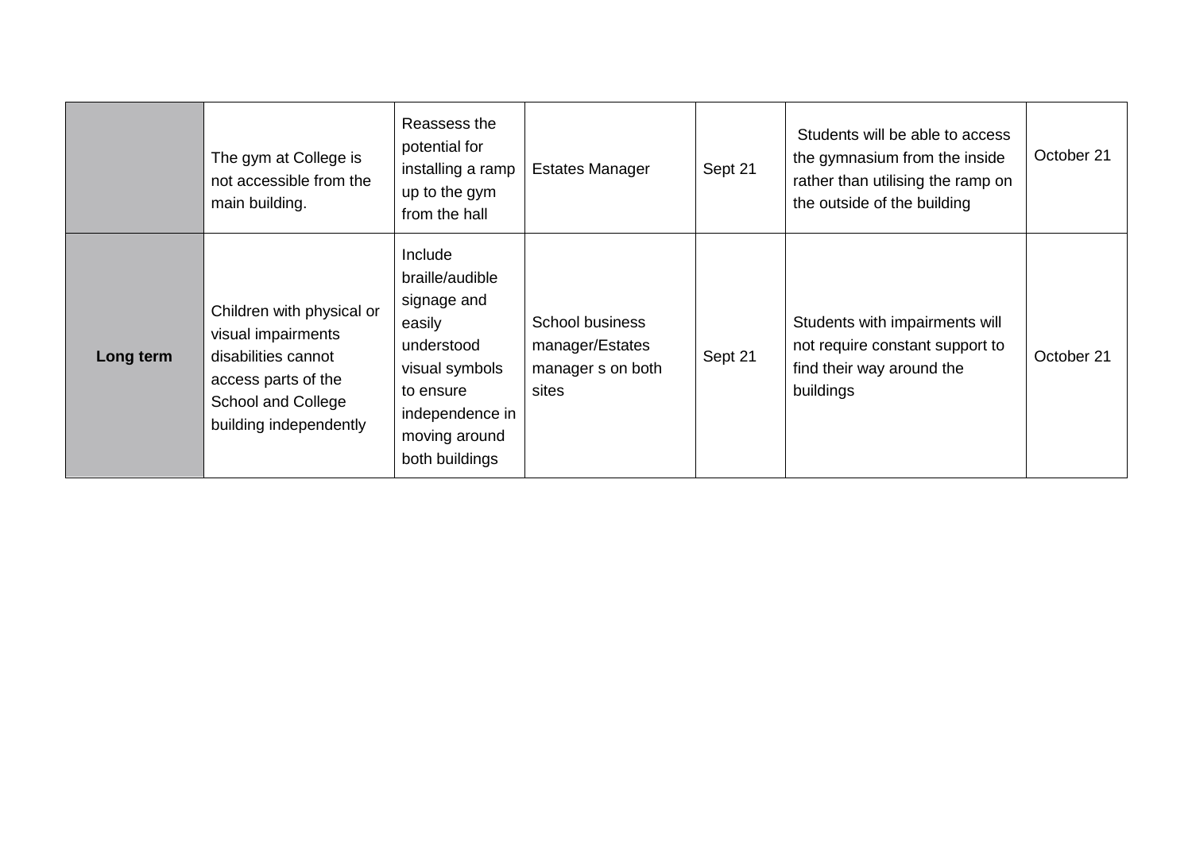| | | | | | | |
|---|---|---|---|---|---|---|
| | The gym at College is not accessible from the main building. | Reassess the potential for installing a ramp up to the gym from the hall | Estates Manager | Sept 21 | Students will be able to access the gymnasium from the inside rather than utilising the ramp on the outside of the building | October 21 |
| **Long term** | Children with physical or visual impairments disabilities cannot access parts of the School and College building independently | Include braille/audible signage and easily understood visual symbols to ensure independence in moving around both buildings | School business manager/Estates manager s on both sites | Sept 21 | Students with impairments will not require constant support to find their way around the buildings | October 21 |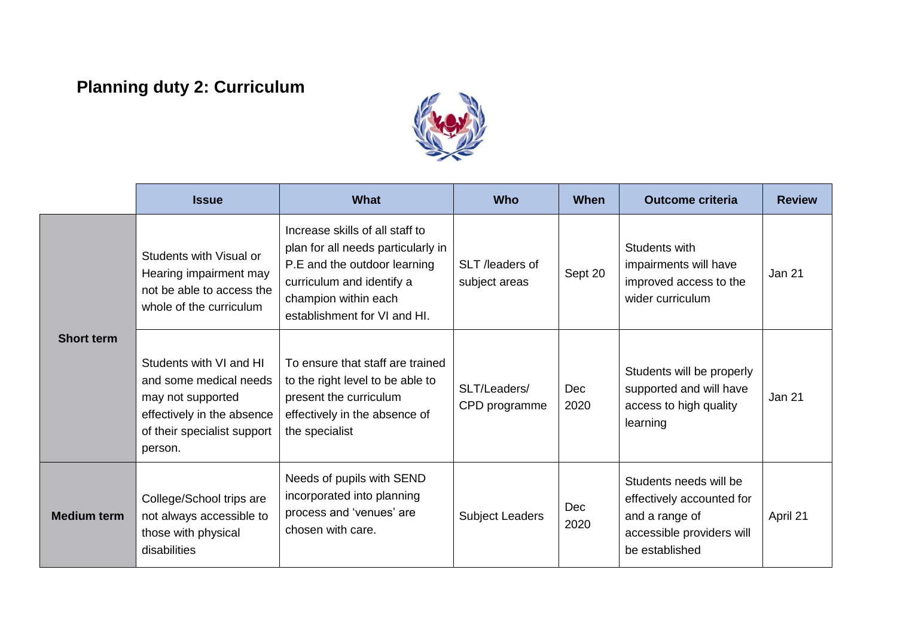## Planning duty 2: Curriculum

| | Issue | What | Who | When | Outcome criteria | Review |
|---|---|---|---|---|---|---|
| **Short term** | Students with Visual or Hearing impairment may not be able to access the whole of the curriculum | Increase skills of all staff to plan for all needs particularly in P.E and the outdoor learning curriculum and identify a champion within each establishment for VI and HI. | SLT /leaders of subject areas | Sept 20 | Students with impairments will have improved access to the wider curriculum | Jan 21 |
| | Students with VI and HI and some medical needs may not supported effectively in the absence of their specialist support person. | To ensure that staff are trained to the right level to be able to present the curriculum effectively in the absence of the specialist | SLT/Leaders/ CPD programme | Dec 2020 | Students will be properly supported and will have access to high quality learning | Jan 21 |
| **Medium term** | College/School trips are not always accessible to those with physical disabilities | Needs of pupils with SEND incorporated into planning process and 'venues' are chosen with care. | Subject Leaders | Dec 2020 | Students needs will be effectively accounted for and a range of accessible providers will be established | April 21 |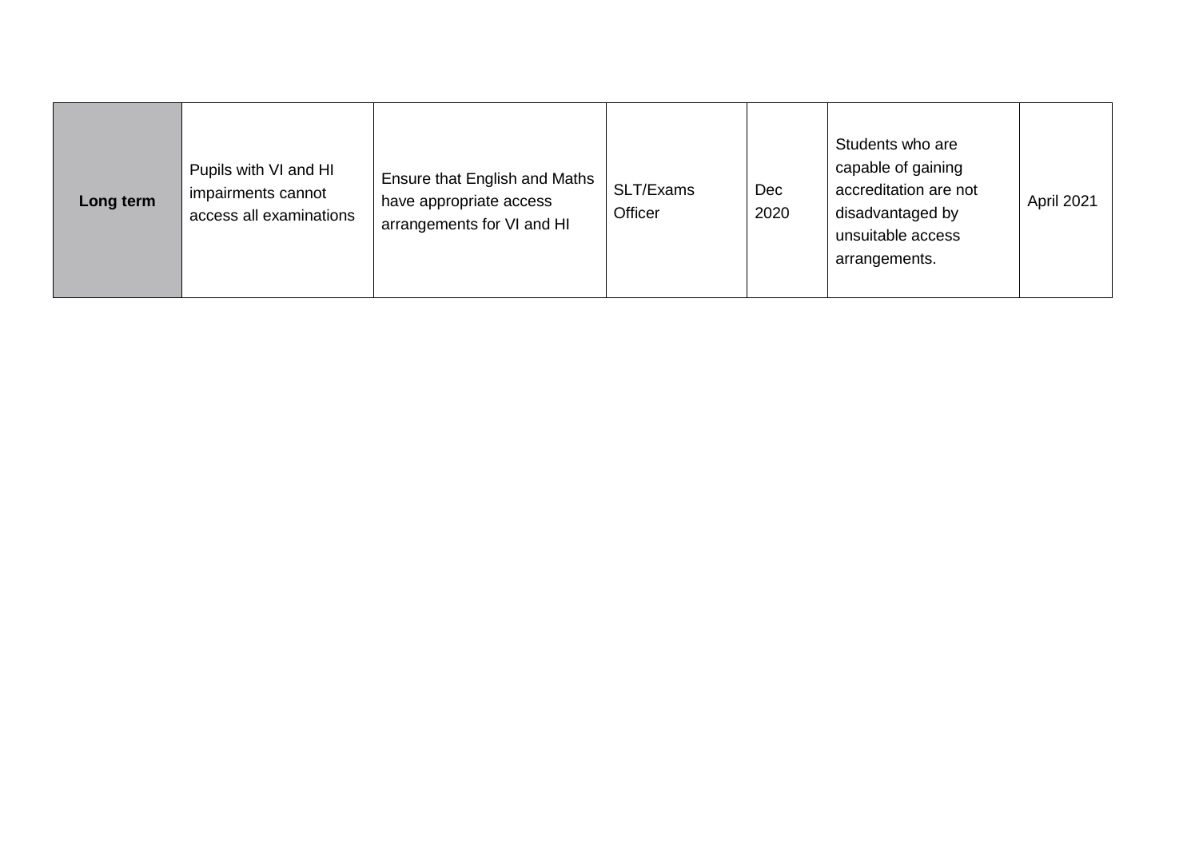| **Long term** | Pupils with VI and HI impairments cannot access all examinations | Ensure that English and Maths have appropriate access arrangements for VI and HI | SLT/Exams Officer | Dec 2020 | Students who are capable of gaining accreditation are not disadvantaged by unsuitable access arrangements. | April 2021 |
|---|---|---|---|---|---|---|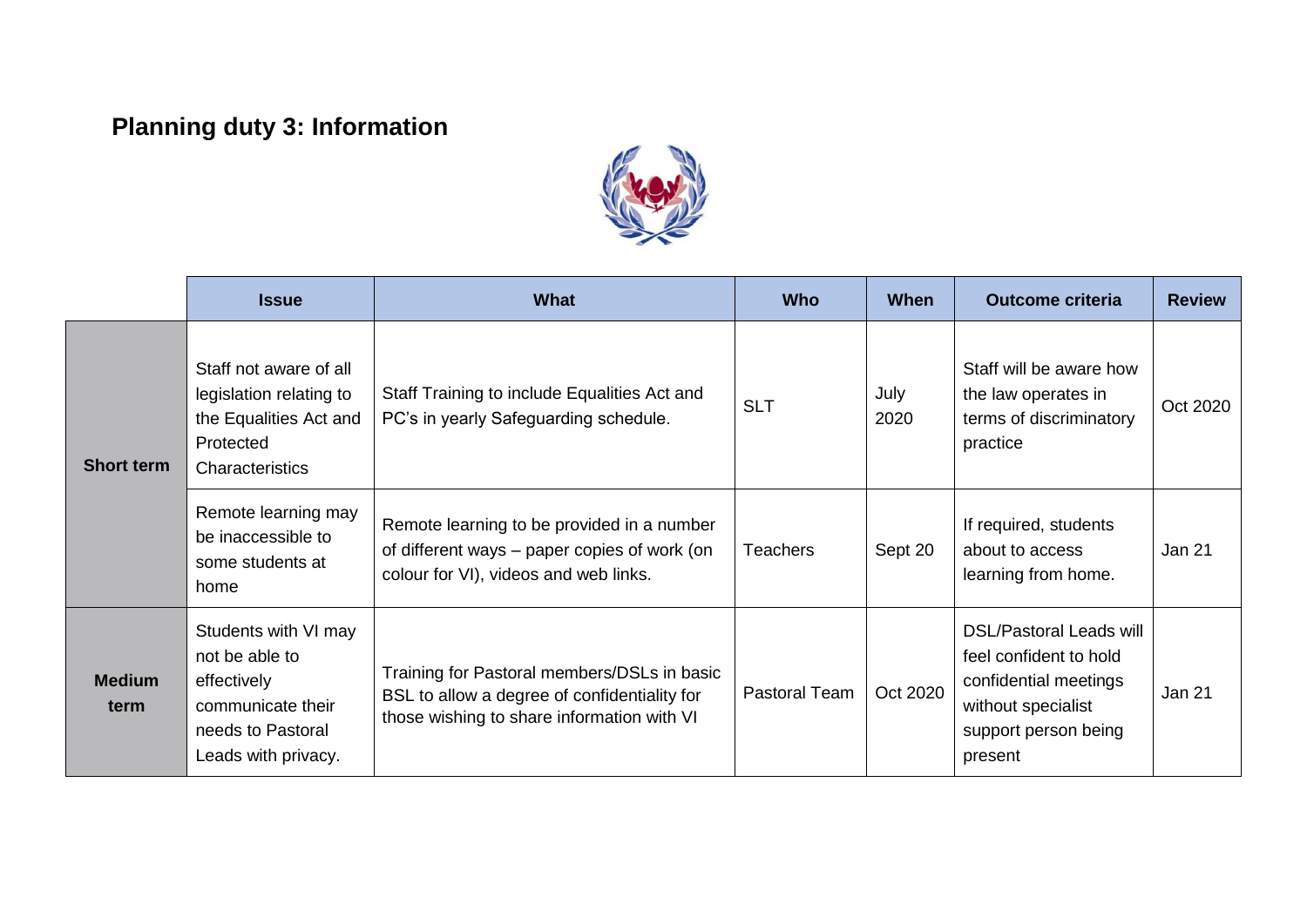## Planning duty 3: Information

| | Issue | What | Who | When | Outcome criteria | Review |
|---|---|---|---|---|---|---|
| Short term | Staff not aware of all legislation relating to the Equalities Act and Protected Characteristics | Staff Training to include Equalities Act and PC's in yearly Safeguarding schedule. | SLT | July 2020 | Staff will be aware how the law operates in terms of discriminatory practice | Oct 2020 |
| | Remote learning may be inaccessible to some students at home | Remote learning to be provided in a number of different ways – paper copies of work (on colour for VI), videos and web links. | Teachers | Sept 20 | If required, students about to access learning from home. | Jan 21 |
| Medium term | Students with VI may not be able to effectively communicate their needs to Pastoral Leads with privacy. | Training for Pastoral members/DSLs in basic BSL to allow a degree of confidentiality for those wishing to share information with VI | Pastoral Team | Oct 2020 | DSL/Pastoral Leads will feel confident to hold confidential meetings without specialist support person being present | Jan 21 |